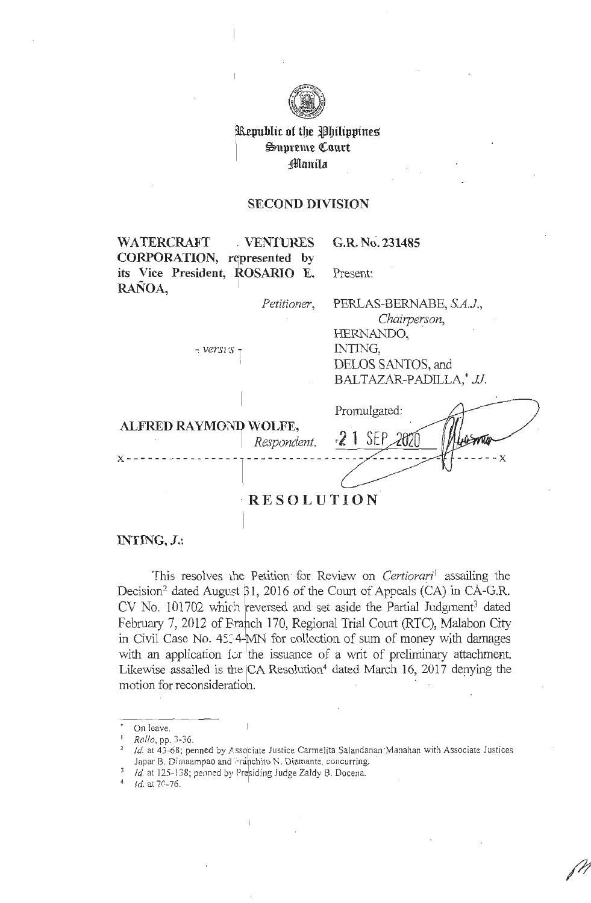Republic of the Philippines
Supreme Court
Manila

**SECOND DIVISION**

| | |
|---|---|
| **WATERCRAFT VENTURES CORPORATION, represented by its Vice President, ROSARIO E. RAÑOA,** *Petitioner,* | **G.R. No. 231485** |
| | Present: |
| | PERLAS-BERNABE, *S.A.J., Chairperson,* HERNANDO, INTING, DELOS SANTOS, and BALTAZAR-PADILLA,* *JJ.* |
| *- versus -* | |
| **ALFRED RAYMOND WOLFE,** *Respondent.* | Promulgated: 21 SEP 2020 |

x-----------------------------------------------------------------------------------x

# RESOLUTION

**INTING, J.:**

This resolves the Petition for Review on *Certiorari*[1] assailing the Decision[2] dated August 31, 2016 of the Court of Appeals (CA) in CA-G.R. CV No. 101702 which reversed and set aside the Partial Judgment[3] dated February 7, 2012 of Branch 170, Regional Trial Court (RTC), Malabon City in Civil Case No. 4524-MN for collection of sum of money with damages with an application for the issuance of a writ of preliminary attachment. Likewise assailed is the CA Resolution[4] dated March 16, 2017 denying the motion for reconsideration.

---

\* On leave.

[1] *Rollo*, pp. 3-36.

[2] *Id.* at 43-68; penned by Associate Justice Carmelita Salandanan Manahan with Associate Justices Japar B. Dimaampao and Franchito N. Diamante, concurring.

[3] *Id.* at 125-138; penned by Presiding Judge Zaldy B. Docena.

[4] *Id.* at 70-76.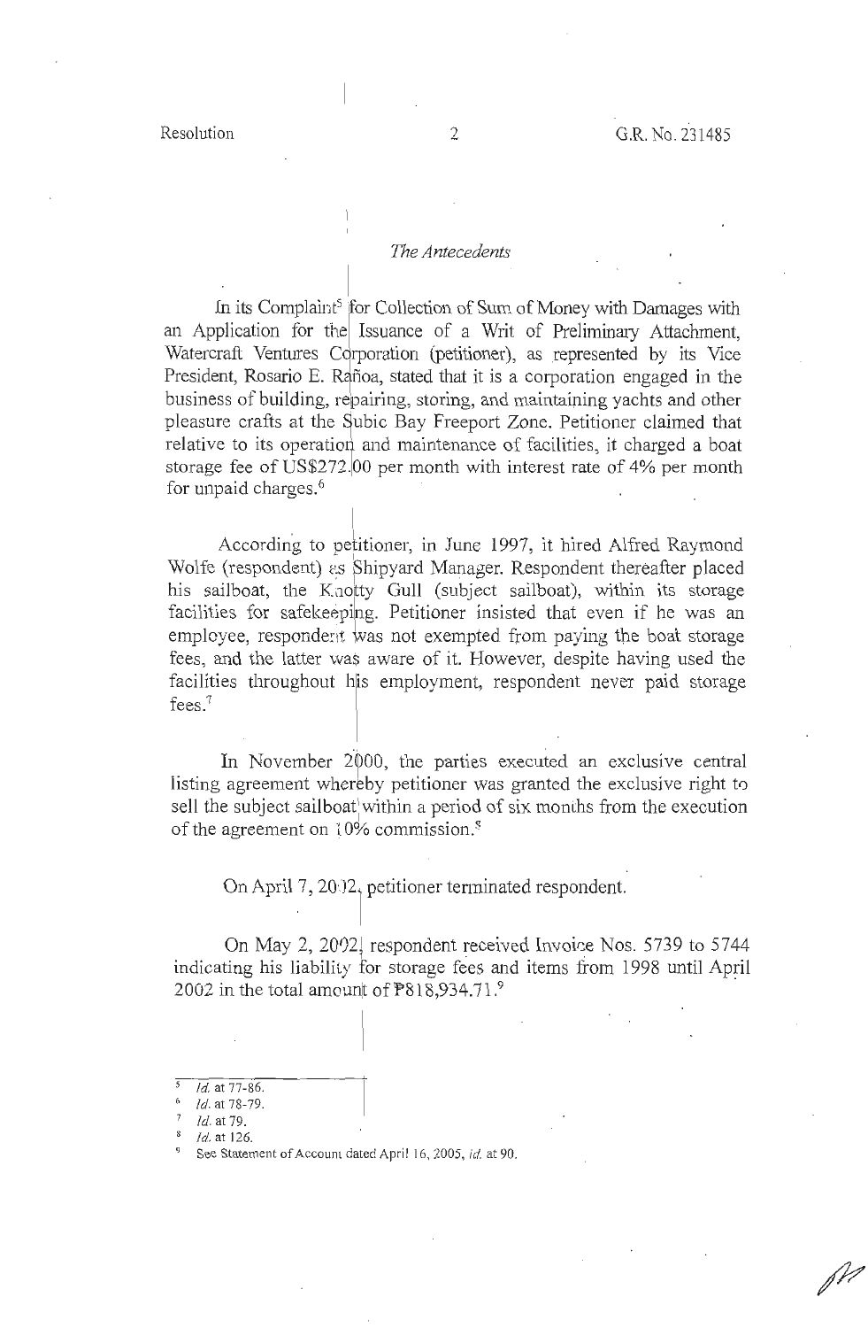*The Antecedents*

In its Complaint[5] for Collection of Sum of Money with Damages with an Application for the Issuance of a Writ of Preliminary Attachment, Watercraft Ventures Corporation (petitioner), as represented by its Vice President, Rosario E. Rañoa, stated that it is a corporation engaged in the business of building, repairing, storing, and maintaining yachts and other pleasure crafts at the Subic Bay Freeport Zone. Petitioner claimed that relative to its operation and maintenance of facilities, it charged a boat storage fee of US$272.00 per month with interest rate of 4% per month for unpaid charges.[6]

According to petitioner, in June 1997, it hired Alfred Raymond Wolfe (respondent) as Shipyard Manager. Respondent thereafter placed his sailboat, the Knotty Gull (subject sailboat), within its storage facilities for safekeeping. Petitioner insisted that even if he was an employee, respondent was not exempted from paying the boat storage fees, and the latter was aware of it. However, despite having used the facilities throughout his employment, respondent never paid storage fees.[7]

In November 2000, the parties executed an exclusive central listing agreement whereby petitioner was granted the exclusive right to sell the subject sailboat within a period of six months from the execution of the agreement on 10% commission.[8]

On April 7, 2002, petitioner terminated respondent.

On May 2, 2002, respondent received Invoice Nos. 5739 to 5744 indicating his liability for storage fees and items from 1998 until April 2002 in the total amount of ₱818,934.71.[9]

---

[5] *Id.* at 77-86.

[6] *Id.* at 78-79.

[7] *Id.* at 79.

[8] *Id.* at 126.

[9] See Statement of Account dated April 16, 2005, *id.* at 90.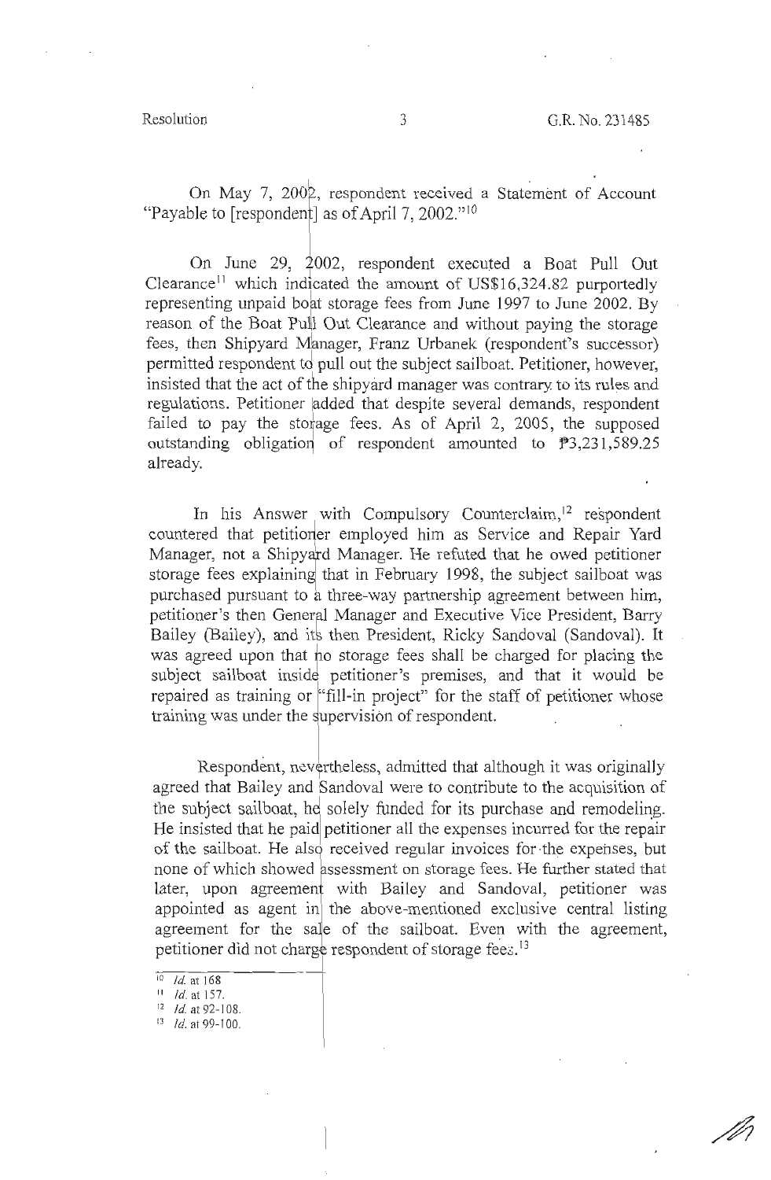On May 7, 2002, respondent received a Statement of Account "Payable to [respondent] as of April 7, 2002."[10]

On June 29, 2002, respondent executed a Boat Pull Out Clearance[11] which indicated the amount of US$16,324.82 purportedly representing unpaid boat storage fees from June 1997 to June 2002. By reason of the Boat Pull Out Clearance and without paying the storage fees, then Shipyard Manager, Franz Urbanek (respondent's successor) permitted respondent to pull out the subject sailboat. Petitioner, however, insisted that the act of the shipyard manager was contrary to its rules and regulations. Petitioner added that despite several demands, respondent failed to pay the storage fees. As of April 2, 2005, the supposed outstanding obligation of respondent amounted to ₱3,231,589.25 already.

In his Answer with Compulsory Counterclaim,[12] respondent countered that petitioner employed him as Service and Repair Yard Manager, not a Shipyard Manager. He refuted that he owed petitioner storage fees explaining that in February 1998, the subject sailboat was purchased pursuant to a three-way partnership agreement between him, petitioner's then General Manager and Executive Vice President, Barry Bailey (Bailey), and its then President, Ricky Sandoval (Sandoval). It was agreed upon that no storage fees shall be charged for placing the subject sailboat inside petitioner's premises, and that it would be repaired as training or "fill-in project" for the staff of petitioner whose training was under the supervision of respondent.

Respondent, nevertheless, admitted that although it was originally agreed that Bailey and Sandoval were to contribute to the acquisition of the subject sailboat, he solely funded for its purchase and remodeling. He insisted that he paid petitioner all the expenses incurred for the repair of the sailboat. He also received regular invoices for the expenses, but none of which showed assessment on storage fees. He further stated that later, upon agreement with Bailey and Sandoval, petitioner was appointed as agent in the above-mentioned exclusive central listing agreement for the sale of the sailboat. Even with the agreement, petitioner did not charge respondent of storage fees.[13]

---

[10] *Id.* at 168

[11] *Id.* at 157.

[12] *Id.* at 92-108.

[13] *Id.* at 99-100.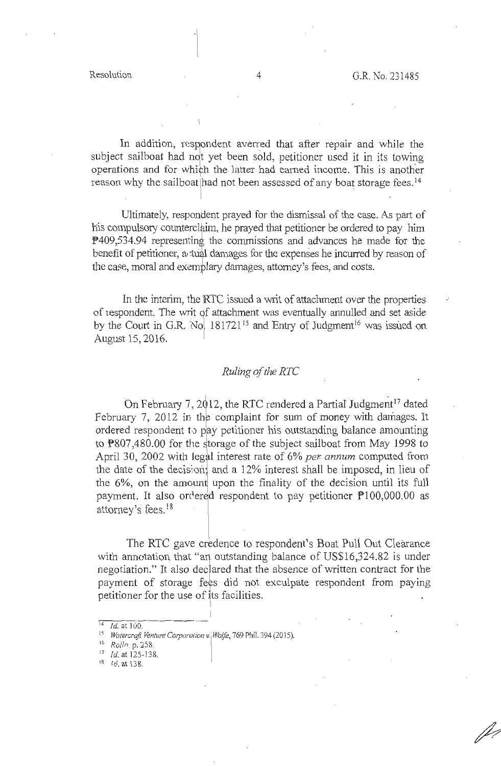In addition, respondent averred that after repair and while the subject sailboat had not yet been sold, petitioner used it in its towing operations and for which the latter had earned income. This is another reason why the sailboat had not been assessed of any boat storage fees.[14]

Ultimately, respondent prayed for the dismissal of the case. As part of his compulsory counterclaim, he prayed that petitioner be ordered to pay him ₱409,534.94 representing the commissions and advances he made for the benefit of petitioner, actual damages for the expenses he incurred by reason of the case, moral and exemplary damages, attorney's fees, and costs.

In the interim, the RTC issued a writ of attachment over the properties of respondent. The writ of attachment was eventually annulled and set aside by the Court in G.R. No. 181721[15] and Entry of Judgment[16] was issued on August 15, 2016.

## *Ruling of the RTC*

On February 7, 2012, the RTC rendered a Partial Judgment[17] dated February 7, 2012 in the complaint for sum of money with damages. It ordered respondent to pay petitioner his outstanding balance amounting to ₱807,480.00 for the storage of the subject sailboat from May 1998 to April 30, 2002 with legal interest rate of 6% *per annum* computed from the date of the decision; and a 12% interest shall be imposed, in lieu of the 6%, on the amount upon the finality of the decision until its full payment. It also ordered respondent to pay petitioner ₱100,000.00 as attorney's fees.[18]

The RTC gave credence to respondent's Boat Pull Out Clearance with annotation that "an outstanding balance of US$16,324.82 is under negotiation." It also declared that the absence of written contract for the payment of storage fees did not exculpate respondent from paying petitioner for the use of its facilities.

---

[14] *Id.* at 100.

[15] *Watercraft Venture Corporation v. Wolfe*, 769 Phil. 394 (2015).

[16] *Rollo*, p. 258.

[17] *Id.* at 125-138.

[18] *Id.* at 138.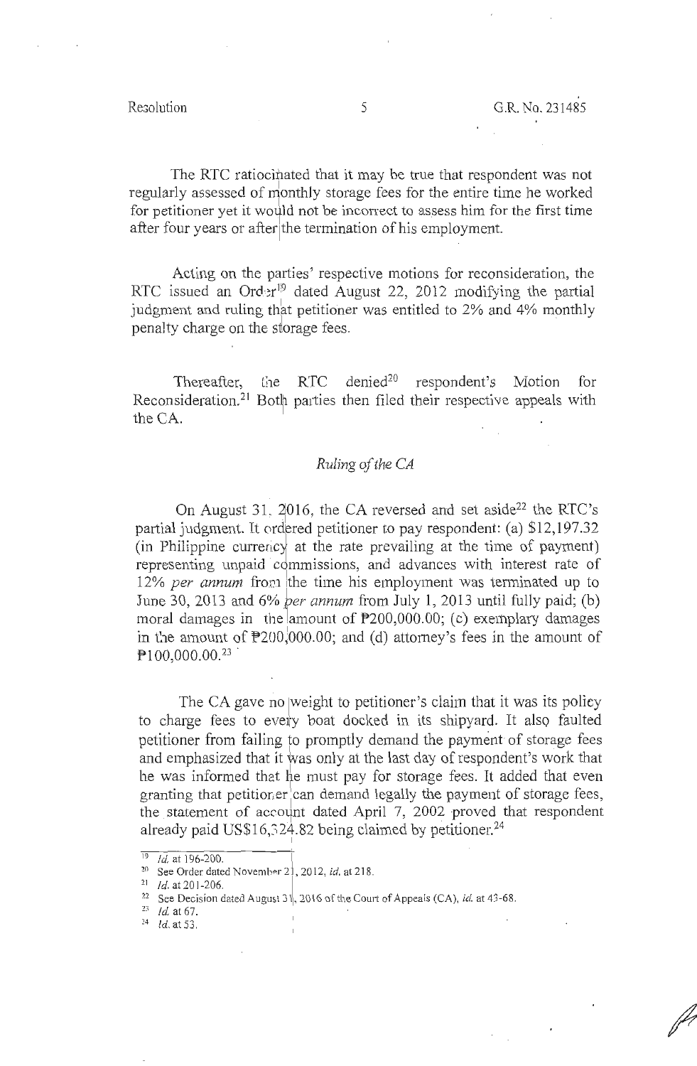The RTC ratiocinated that it may be true that respondent was not regularly assessed of monthly storage fees for the entire time he worked for petitioner yet it would not be incorrect to assess him for the first time after four years or after the termination of his employment.

Acting on the parties' respective motions for reconsideration, the RTC issued an Order[19] dated August 22, 2012 modifying the partial judgment and ruling that petitioner was entitled to 2% and 4% monthly penalty charge on the storage fees.

Thereafter, the RTC denied[20] respondent's Motion for Reconsideration.[21] Both parties then filed their respective appeals with the CA.

*Ruling of the CA*

On August 31, 2016, the CA reversed and set aside[22] the RTC's partial judgment. It ordered petitioner to pay respondent: (a) $12,197.32 (in Philippine currency at the rate prevailing at the time of payment) representing unpaid commissions, and advances with interest rate of 12% *per annum* from the time his employment was terminated up to June 30, 2013 and 6% *per annum* from July 1, 2013 until fully paid; (b) moral damages in the amount of ₱200,000.00; (c) exemplary damages in the amount of ₱200,000.00; and (d) attorney's fees in the amount of ₱100,000.00.[23]

The CA gave no weight to petitioner's claim that it was its policy to charge fees to every boat docked in its shipyard. It also faulted petitioner from failing to promptly demand the payment of storage fees and emphasized that it was only at the last day of respondent's work that he was informed that he must pay for storage fees. It added that even granting that petitioner can demand legally the payment of storage fees, the statement of account dated April 7, 2002 proved that respondent already paid US$16,324.82 being claimed by petitioner.[24]

---

[19] *Id.* at 196-200.

[20] See Order dated November 21, 2012, *id.* at 218.

[21] *Id.* at 201-206.

[22] See Decision dated August 31, 2016 of the Court of Appeals (CA), *id.* at 43-68.

[23] *Id.* at 67.

[24] *Id.* at 53.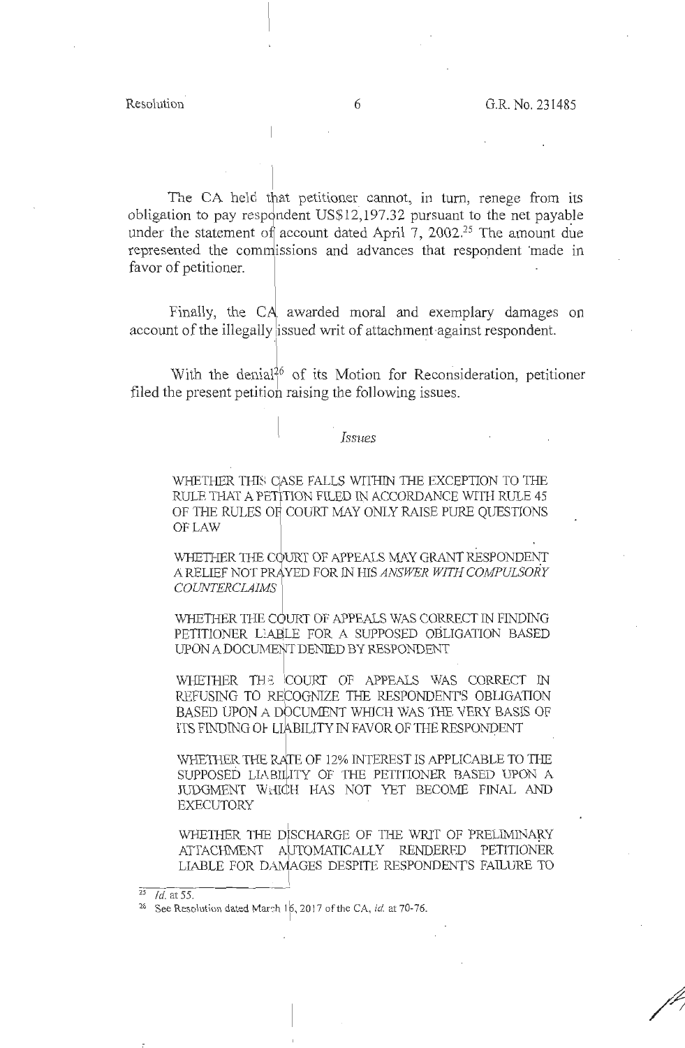The CA held that petitioner cannot, in turn, renege from its obligation to pay respondent US$12,197.32 pursuant to the net payable under the statement of account dated April 7, 2002.[25] The amount due represented the commissions and advances that respondent made in favor of petitioner.

Finally, the CA awarded moral and exemplary damages on account of the illegally issued writ of attachment against respondent.

With the denial[26] of its Motion for Reconsideration, petitioner filed the present petition raising the following issues.

*Issues*

> WHETHER THIS CASE FALLS WITHIN THE EXCEPTION TO THE RULE THAT A PETITION FILED IN ACCORDANCE WITH RULE 45 OF THE RULES OF COURT MAY ONLY RAISE PURE QUESTIONS OF LAW
>
> WHETHER THE COURT OF APPEALS MAY GRANT RESPONDENT A RELIEF NOT PRAYED FOR IN HIS *ANSWER WITH COMPULSORY COUNTERCLAIMS*
>
> WHETHER THE COURT OF APPEALS WAS CORRECT IN FINDING PETITIONER LIABLE FOR A SUPPOSED OBLIGATION BASED UPON A DOCUMENT DENIED BY RESPONDENT
>
> WHETHER THE COURT OF APPEALS WAS CORRECT IN REFUSING TO RECOGNIZE THE RESPONDENT'S OBLIGATION BASED UPON A DOCUMENT WHICH WAS THE VERY BASIS OF ITS FINDING OF LIABILITY IN FAVOR OF THE RESPONDENT
>
> WHETHER THE RATE OF 12% INTEREST IS APPLICABLE TO THE SUPPOSED LIABILITY OF THE PETITIONER BASED UPON A JUDGMENT WHICH HAS NOT YET BECOME FINAL AND EXECUTORY
>
> WHETHER THE DISCHARGE OF THE WRIT OF PRELIMINARY ATTACHMENT AUTOMATICALLY RENDERED PETITIONER LIABLE FOR DAMAGES DESPITE RESPONDENT'S FAILURE TO

---

[25] *Id.* at 55.

[26] See Resolution dated March 16, 2017 of the CA, *id.* at 70-76.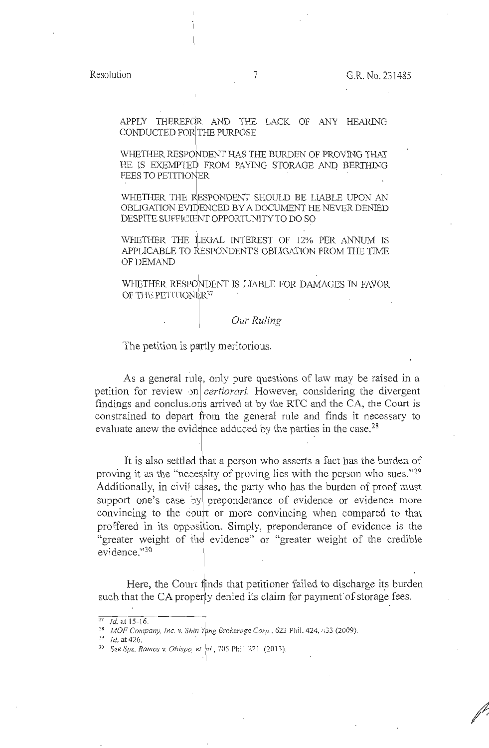APPLY THEREFOR AND THE LACK OF ANY HEARING CONDUCTED FOR THE PURPOSE

WHETHER RESPONDENT HAS THE BURDEN OF PROVING THAT HE IS EXEMPTED FROM PAYING STORAGE AND BERTHING FEES TO PETITIONER

WHETHER THE RESPONDENT SHOULD BE LIABLE UPON AN OBLIGATION EVIDENCED BY A DOCUMENT HE NEVER DENIED DESPITE SUFFICIENT OPPORTUNITY TO DO SO

WHETHER THE LEGAL INTEREST OF 12% PER ANNUM IS APPLICABLE TO RESPONDENT'S OBLIGATION FROM THE TIME OF DEMAND

WHETHER RESPONDENT IS LIABLE FOR DAMAGES IN FAVOR OF THE PETITIONER[27]

*Our Ruling*

The petition is partly meritorious.

As a general rule, only pure questions of law may be raised in a petition for review on *certiorari*. However, considering the divergent findings and conclusions arrived at by the RTC and the CA, the Court is constrained to depart from the general rule and finds it necessary to evaluate anew the evidence adduced by the parties in the case.[28]

It is also settled that a person who asserts a fact has the burden of proving it as the "necessity of proving lies with the person who sues."[29] Additionally, in civil cases, the party who has the burden of proof must support one's case by preponderance of evidence or evidence more convincing to the court or more convincing when compared to that proffered in its opposition. Simply, preponderance of evidence is the "greater weight of the evidence" or "greater weight of the credible evidence."[30]

Here, the Court finds that petitioner failed to discharge its burden such that the CA properly denied its claim for payment of storage fees.

---

[27] *Id.* at 15-16.

[28] *MOF Company, Inc. v. Shin Yang Brokerage Corp.*, 623 Phil. 424, 433 (2009).

[29] *Id.* at 426.

[30] *See Sps. Ramos v. Obispo, et. al.*, 705 Phil. 221 (2013).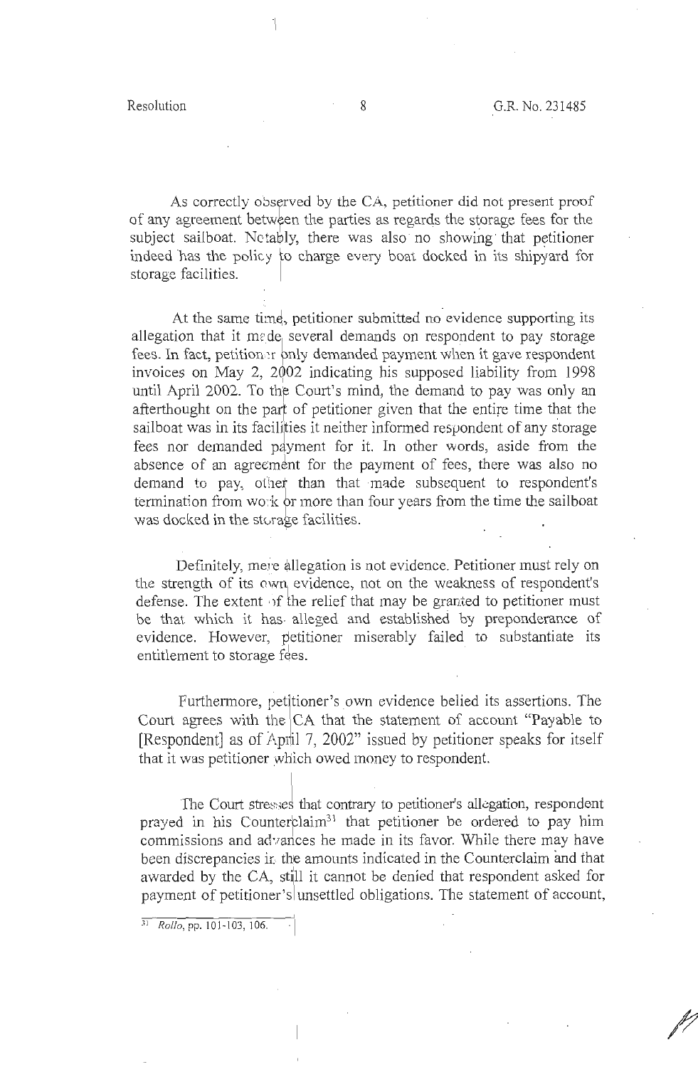As correctly observed by the CA, petitioner did not present proof of any agreement between the parties as regards the storage fees for the subject sailboat. Notably, there was also no showing that petitioner indeed has the policy to charge every boat docked in its shipyard for storage facilities.

At the same time, petitioner submitted no evidence supporting its allegation that it made several demands on respondent to pay storage fees. In fact, petitioner only demanded payment when it gave respondent invoices on May 2, 2002 indicating his supposed liability from 1998 until April 2002. To the Court's mind, the demand to pay was only an afterthought on the part of petitioner given that the entire time that the sailboat was in its facilities it neither informed respondent of any storage fees nor demanded payment for it. In other words, aside from the absence of an agreement for the payment of fees, there was also no demand to pay, other than that made subsequent to respondent's termination from work or more than four years from the time the sailboat was docked in the storage facilities.

Definitely, mere allegation is not evidence. Petitioner must rely on the strength of its own evidence, not on the weakness of respondent's defense. The extent of the relief that may be granted to petitioner must be that which it has alleged and established by preponderance of evidence. However, petitioner miserably failed to substantiate its entitlement to storage fees.

Furthermore, petitioner's own evidence belied its assertions. The Court agrees with the CA that the statement of account "Payable to [Respondent] as of April 7, 2002" issued by petitioner speaks for itself that it was petitioner which owed money to respondent.

The Court stresses that contrary to petitioner's allegation, respondent prayed in his Counterclaim[31] that petitioner be ordered to pay him commissions and advances he made in its favor. While there may have been discrepancies in the amounts indicated in the Counterclaim and that awarded by the CA, still it cannot be denied that respondent asked for payment of petitioner's unsettled obligations. The statement of account,

---

[31] *Rollo*, pp. 101-103, 106.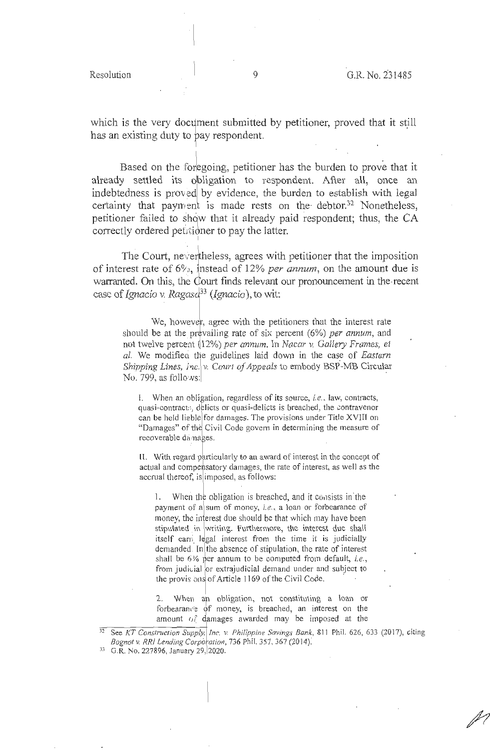which is the very document submitted by petitioner, proved that it still has an existing duty to pay respondent.

Based on the foregoing, petitioner has the burden to prove that it already settled its obligation to respondent. After all, once an indebtedness is proved by evidence, the burden to establish with legal certainty that payment is made rests on the debtor.[32] Nonetheless, petitioner failed to show that it already paid respondent; thus, the CA correctly ordered petitioner to pay the latter.

The Court, nevertheless, agrees with petitioner that the imposition of interest rate of 6%, instead of 12% *per annum*, on the amount due is warranted. On this, the Court finds relevant our pronouncement in the recent case of *Ignacio v. Ragasa*[33] (*Ignacio*), to wit:

> We, however, agree with the petitioners that the interest rate should be at the prevailing rate of six percent (6%) *per annum*, and not twelve percent (12%) *per annum*. In *Nacar v. Gallery Frames, et al.* We modified the guidelines laid down in the case of *Eastern Shipping Lines, Inc. v. Court of Appeals* to embody BSP-MB Circular No. 799, as follows:
>
> > I. When an obligation, regardless of its source, *i.e.*, law, contracts, quasi-contracts, delicts or quasi-delicts is breached, the contravenor can be held liable for damages. The provisions under Title XVIII on "Damages" of the Civil Code govern in determining the measure of recoverable damages.
> >
> > II. With regard particularly to an award of interest in the concept of actual and compensatory damages, the rate of interest, as well as the accrual thereof, is imposed, as follows:
> >
> > > 1. When the obligation is breached, and it consists in the payment of a sum of money, *i.e.*, a loan or forbearance of money, the interest due should be that which may have been stipulated in writing. Furthermore, the interest due shall itself earn legal interest from the time it is judicially demanded. In the absence of stipulation, the rate of interest shall be 6% per annum to be computed from default, *i.e.*, from judicial or extrajudicial demand under and subject to the provisions of Article 1169 of the Civil Code.
> > >
> > > 2. When an obligation, not constituting a loan or forbearance of money, is breached, an interest on the amount of damages awarded may be imposed at the

---

[32] See *KT Construction Supply, Inc. v. Philippine Savings Bank*, 811 Phil. 626, 633 (2017), citing *Bognot v. RRI Lending Corporation*, 736 Phil. 357, 367 (2014).

[33] G.R. No. 227896, January 29, 2020.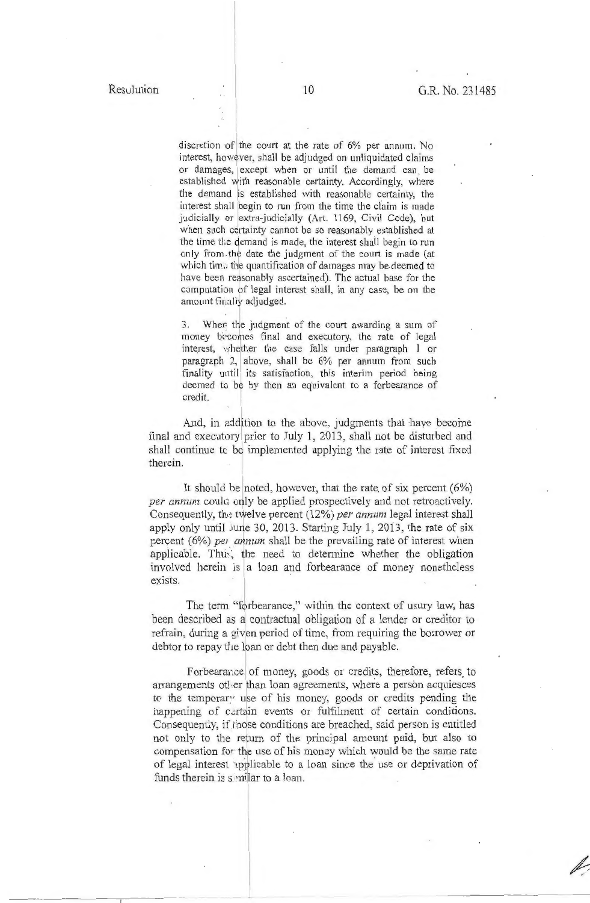discretion of the court at the rate of 6% per annum. No interest, however, shall be adjudged on unliquidated claims or damages, except when or until the demand can be established with reasonable certainty. Accordingly, where the demand is established with reasonable certainty, the interest shall begin to run from the time the claim is made judicially or extra-judicially (Art. 1169, Civil Code), but when such certainty cannot be so reasonably established at the time the demand is made, the interest shall begin to run only from the date the judgment of the court is made (at which time the quantification of damages may be deemed to have been reasonably ascertained). The actual base for the computation of legal interest shall, in any case, be on the amount finally adjudged.

> 3. When the judgment of the court awarding a sum of money becomes final and executory, the rate of legal interest, whether the case falls under paragraph 1 or paragraph 2, above, shall be 6% per annum from such finality until its satisfaction, this interim period being deemed to be by then an equivalent to a forbearance of credit.

And, in addition to the above, judgments that have become final and executory prior to July 1, 2013, shall not be disturbed and shall continue to be implemented applying the rate of interest fixed therein.

It should be noted, however, that the rate of six percent (6%) *per annum* could only be applied prospectively and not retroactively. Consequently, the twelve percent (12%) *per annum* legal interest shall apply only until June 30, 2013. Starting July 1, 2013, the rate of six percent (6%) *per annum* shall be the prevailing rate of interest when applicable. Thus, the need to determine whether the obligation involved herein is a loan and forbearance of money nonetheless exists.

The term "forbearance," within the context of usury law, has been described as a contractual obligation of a lender or creditor to refrain, during a given period of time, from requiring the borrower or debtor to repay the loan or debt then due and payable.

Forbearance of money, goods or credits, therefore, refers to arrangements other than loan agreements, where a person acquiesces to the temporary use of his money, goods or credits pending the happening of certain events or fulfilment of certain conditions. Consequently, if those conditions are breached, said person is entitled not only to the return of the principal amount paid, but also to compensation for the use of his money which would be the same rate of legal interest applicable to a loan since the use or deprivation of funds therein is similar to a loan.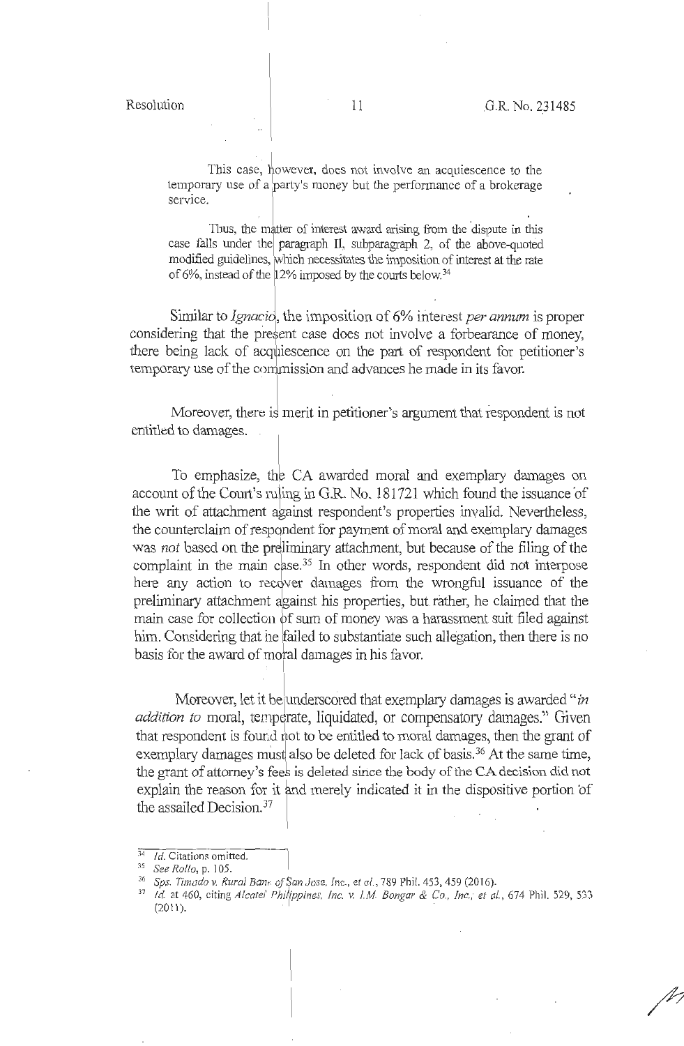This case, however, does not involve an acquiescence to the temporary use of a party's money but the performance of a brokerage service.

Thus, the matter of interest award arising from the dispute in this case falls under the paragraph II, subparagraph 2, of the above-quoted modified guidelines, which necessitates the imposition of interest at the rate of 6%, instead of the 12% imposed by the courts below.[34]

Similar to *Ignacio*, the imposition of 6% interest *per annum* is proper considering that the present case does not involve a forbearance of money, there being lack of acquiescence on the part of respondent for petitioner's temporary use of the commission and advances he made in its favor.

Moreover, there is merit in petitioner's argument that respondent is not entitled to damages.

To emphasize, the CA awarded moral and exemplary damages on account of the Court's ruling in G.R. No. 181721 which found the issuance of the writ of attachment against respondent's properties invalid. Nevertheless, the counterclaim of respondent for payment of moral and exemplary damages was *not* based on the preliminary attachment, but because of the filing of the complaint in the main case.[35] In other words, respondent did not interpose here any action to recover damages from the wrongful issuance of the preliminary attachment against his properties, but rather, he claimed that the main case for collection of sum of money was a harassment suit filed against him. Considering that he failed to substantiate such allegation, then there is no basis for the award of moral damages in his favor.

Moreover, let it be underscored that exemplary damages is awarded "*in addition to* moral, temperate, liquidated, or compensatory damages." Given that respondent is found not to be entitled to moral damages, then the grant of exemplary damages must also be deleted for lack of basis.[36] At the same time, the grant of attorney's fees is deleted since the body of the CA decision did not explain the reason for it and merely indicated it in the dispositive portion of the assailed Decision.[37]

---

[34] *Id.* Citations omitted.

[35] *See Rollo*, p. 105.

[36] *Sps. Timado v. Rural Bank of San Jose, Inc., et al.*, 789 Phil. 453, 459 (2016).

[37] *Id.* at 460, citing *Alcatel Philippines, Inc. v. I.M. Bongar & Co., Inc., et al.*, 674 Phil. 529, 533 (2011).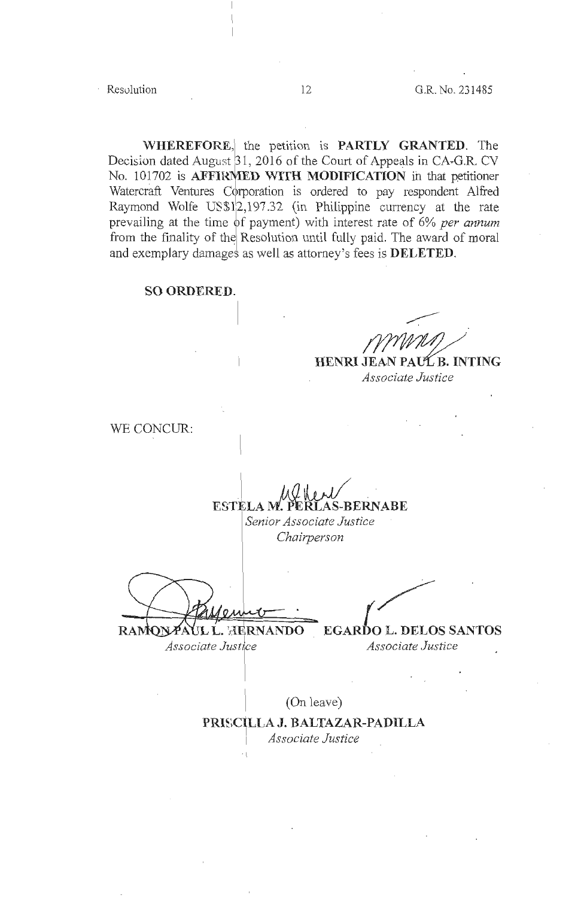**WHEREFORE**, the petition is **PARTLY GRANTED**. The Decision dated August 31, 2016 of the Court of Appeals in CA-G.R. CV No. 101702 is **AFFIRMED WITH MODIFICATION** in that petitioner Watercraft Ventures Corporation is ordered to pay respondent Alfred Raymond Wolfe US$12,197.32 (in Philippine currency at the rate prevailing at the time of payment) with interest rate of 6% *per annum* from the finality of the Resolution until fully paid. The award of moral and exemplary damages as well as attorney's fees is **DELETED**.

**SO ORDERED.**

**HENRI JEAN PAUL B. INTING**
*Associate Justice*

WE CONCUR:

**ESTELA M. PERLAS-BERNABE**
*Senior Associate Justice*
*Chairperson*

**RAMON PAUL L. HERNANDO**
*Associate Justice*

**EGARDO L. DELOS SANTOS**
*Associate Justice*

(On leave)
**PRISCILLA J. BALTAZAR-PADILLA**
*Associate Justice*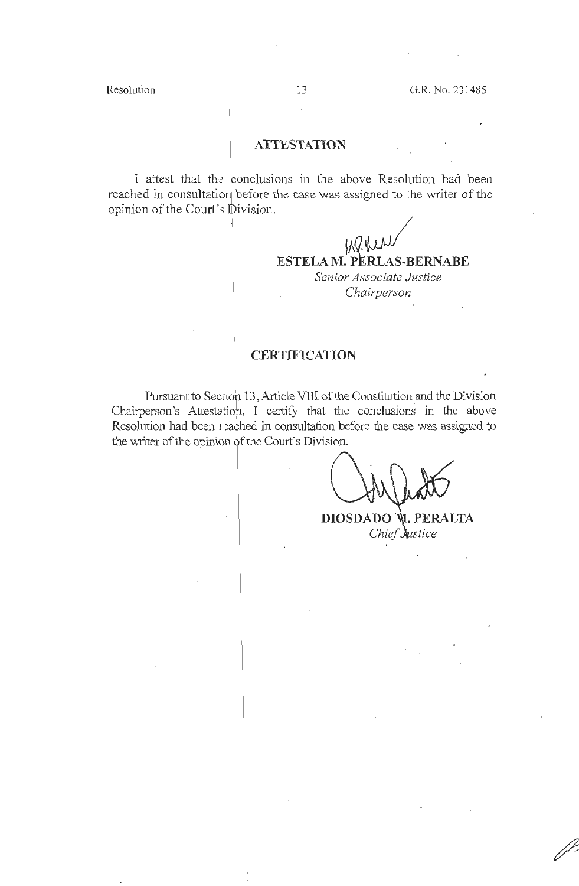## ATTESTATION

I attest that the conclusions in the above Resolution had been reached in consultation before the case was assigned to the writer of the opinion of the Court's Division.

**ESTELA M. PERLAS-BERNABE**
*Senior Associate Justice*
*Chairperson*

## CERTIFICATION

Pursuant to Section 13, Article VIII of the Constitution and the Division Chairperson's Attestation, I certify that the conclusions in the above Resolution had been reached in consultation before the case was assigned to the writer of the opinion of the Court's Division.

**DIOSDADO M. PERALTA**
*Chief Justice*